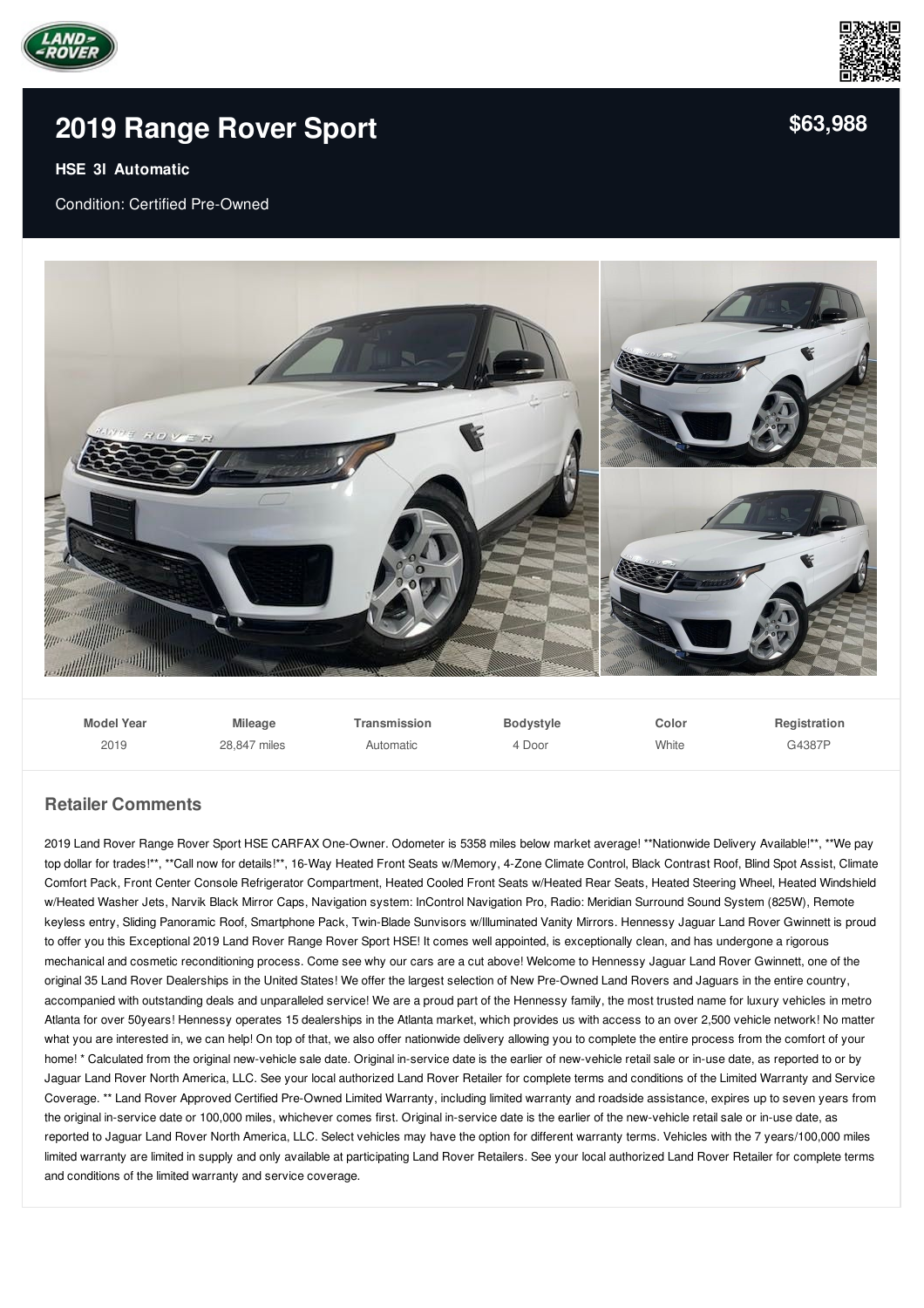# 2019 Range Rover Sport

**$63,988**

**HSE 3l Automatic**

Condition: Certified Pre-Owned

| Model Year | Mileage | Transmission | Bodystyle | Color | Registration |
|---|---|---|---|---|---|
| 2019 | 28,847 miles | Automatic | 4 Door | White | G4387P |

## Retailer Comments

2019 Land Rover Range Rover Sport HSE CARFAX One-Owner. Odometer is 5358 miles below market average! **Nationwide Delivery Available!**, **We pay top dollar for trades!**, **Call now for details!**, 16-Way Heated Front Seats w/Memory, 4-Zone Climate Control, Black Contrast Roof, Blind Spot Assist, Climate Comfort Pack, Front Center Console Refrigerator Compartment, Heated Cooled Front Seats w/Heated Rear Seats, Heated Steering Wheel, Heated Windshield w/Heated Washer Jets, Narvik Black Mirror Caps, Navigation system: InControl Navigation Pro, Radio: Meridian Surround Sound System (825W), Remote keyless entry, Sliding Panoramic Roof, Smartphone Pack, Twin-Blade Sunvisors w/Illuminated Vanity Mirrors. Hennessy Jaguar Land Rover Gwinnett is proud to offer you this Exceptional 2019 Land Rover Range Rover Sport HSE! It comes well appointed, is exceptionally clean, and has undergone a rigorous mechanical and cosmetic reconditioning process. Come see why our cars are a cut above! Welcome to Hennessy Jaguar Land Rover Gwinnett, one of the original 35 Land Rover Dealerships in the United States! We offer the largest selection of New Pre-Owned Land Rovers and Jaguars in the entire country, accompanied with outstanding deals and unparalleled service! We are a proud part of the Hennessy family, the most trusted name for luxury vehicles in metro Atlanta for over 50years! Hennessy operates 15 dealerships in the Atlanta market, which provides us with access to an over 2,500 vehicle network! No matter what you are interested in, we can help! On top of that, we also offer nationwide delivery allowing you to complete the entire process from the comfort of your home! * Calculated from the original new-vehicle sale date. Original in-service date is the earlier of new-vehicle retail sale or in-use date, as reported to or by Jaguar Land Rover North America, LLC. See your local authorized Land Rover Retailer for complete terms and conditions of the Limited Warranty and Service Coverage. ** Land Rover Approved Certified Pre-Owned Limited Warranty, including limited warranty and roadside assistance, expires up to seven years from the original in-service date or 100,000 miles, whichever comes first. Original in-service date is the earlier of the new-vehicle retail sale or in-use date, as reported to Jaguar Land Rover North America, LLC. Select vehicles may have the option for different warranty terms. Vehicles with the 7 years/100,000 miles limited warranty are limited in supply and only available at participating Land Rover Retailers. See your local authorized Land Rover Retailer for complete terms and conditions of the limited warranty and service coverage.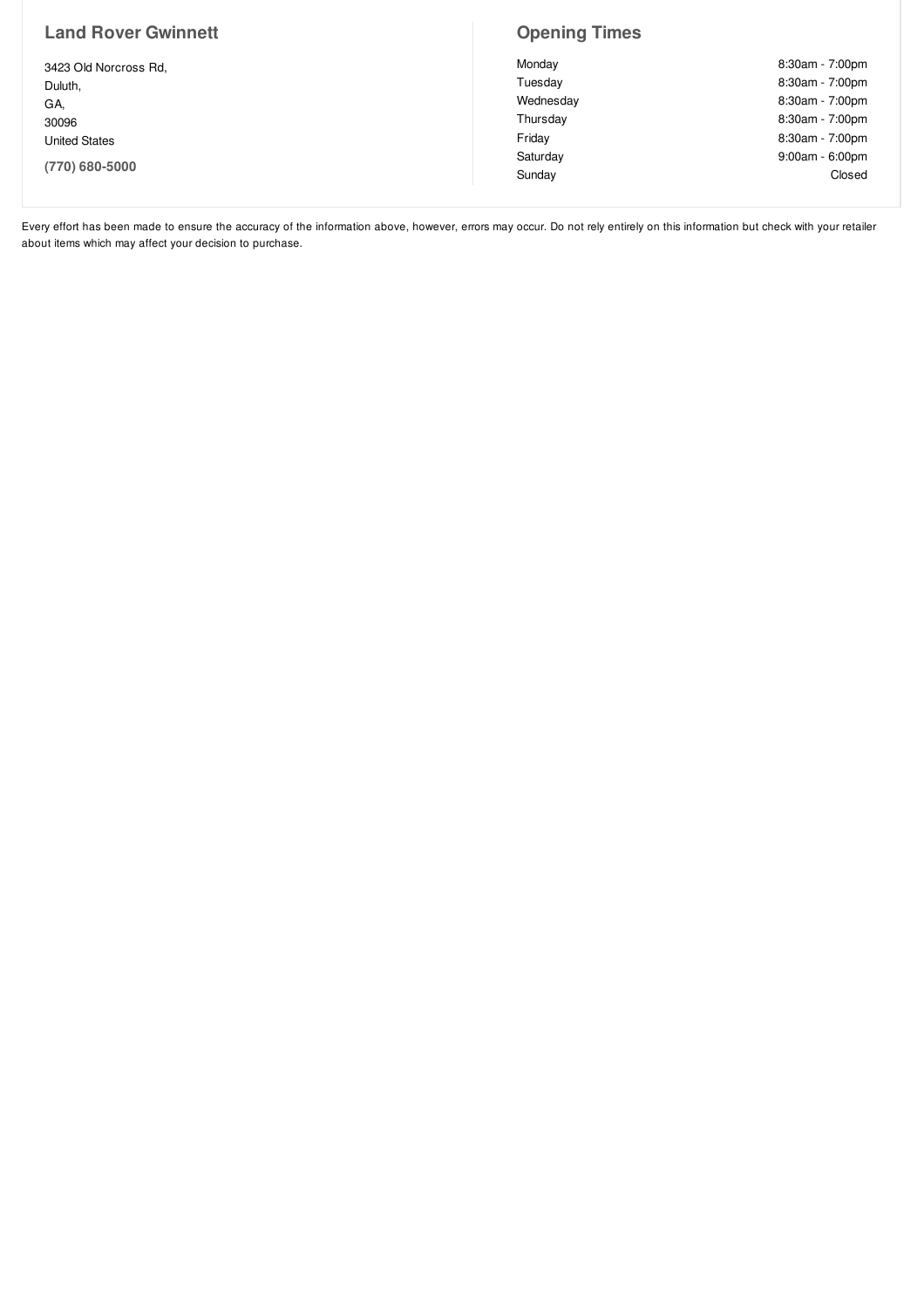## Land Rover Gwinnett

3423 Old Norcross Rd,
Duluth,
GA,
30096
United States

**(770) 680-5000**

## Opening Times

| | |
|---|---|
| Monday | 8:30am - 7:00pm |
| Tuesday | 8:30am - 7:00pm |
| Wednesday | 8:30am - 7:00pm |
| Thursday | 8:30am - 7:00pm |
| Friday | 8:30am - 7:00pm |
| Saturday | 9:00am - 6:00pm |
| Sunday | Closed |

Every effort has been made to ensure the accuracy of the information above, however, errors may occur. Do not rely entirely on this information but check with your retailer about items which may affect your decision to purchase.